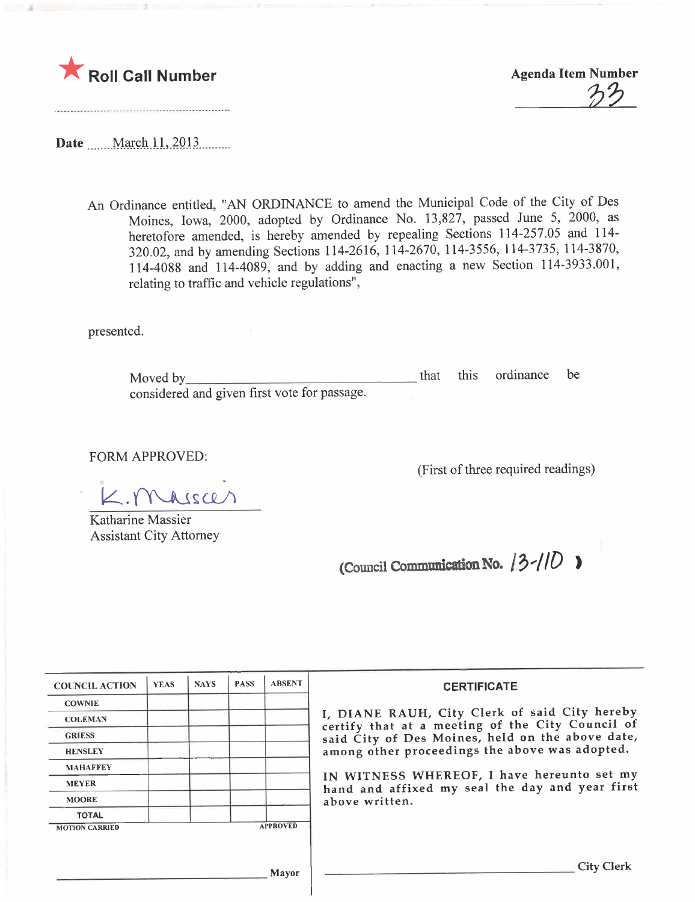★ **Roll Call Number**

**Agenda Item Number**

33

**Date** March 11, 2013

An Ordinance entitled, "AN ORDINANCE to amend the Municipal Code of the City of Des Moines, Iowa, 2000, adopted by Ordinance No. 13,827, passed June 5, 2000, as heretofore amended, is hereby amended by repealing Sections 114-257.05 and 114-320.02, and by amending Sections 114-2616, 114-2670, 114-3556, 114-3735, 114-3870, 114-4088 and 114-4089, and by adding and enacting a new Section 114-3933.001, relating to traffic and vehicle regulations",

presented.

Moved by\_\_\_\_\_\_\_\_\_\_\_\_\_\_\_\_\_\_\_\_\_\_\_\_\_\_\_\_\_\_\_\_\_\_ that this ordinance be considered and given first vote for passage.

FORM APPROVED:

(First of three required readings)

K. Massier

Katharine Massier
Assistant City Attorney

(Council Communication No. 13-110)

| COUNCIL ACTION | YEAS | NAYS | PASS | ABSENT |
|---|---|---|---|---|
| COWNIE | | | | |
| COLEMAN | | | | |
| GRIESS | | | | |
| HENSLEY | | | | |
| MAHAFFEY | | | | |
| MEYER | | | | |
| MOORE | | | | |
| TOTAL | | | | |
| MOTION CARRIED | | | | APPROVED |

\_\_\_\_\_\_\_\_\_\_\_\_\_\_\_\_\_\_\_\_\_\_\_\_\_\_\_\_\_\_\_\_ Mayor

**CERTIFICATE**

I, DIANE RAUH, City Clerk of said City hereby certify that at a meeting of the City Council of said City of Des Moines, held on the above date, among other proceedings the above was adopted.

IN WITNESS WHEREOF, I have hereunto set my hand and affixed my seal the day and year first above written.

\_\_\_\_\_\_\_\_\_\_\_\_\_\_\_\_\_\_\_\_\_\_\_\_\_\_\_\_\_\_\_\_ City Clerk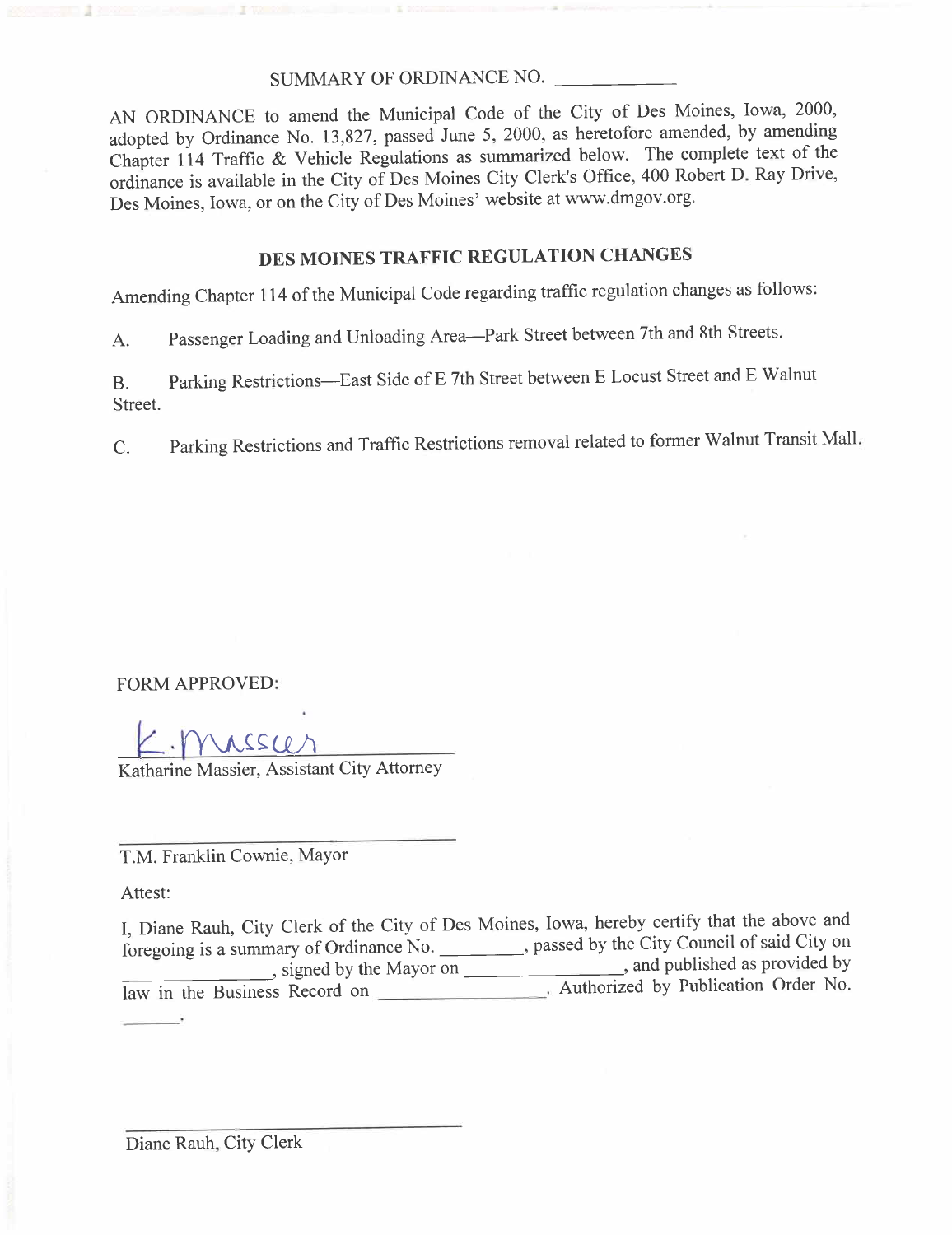SUMMARY OF ORDINANCE NO. ___________

AN ORDINANCE to amend the Municipal Code of the City of Des Moines, Iowa, 2000, adopted by Ordinance No. 13,827, passed June 5, 2000, as heretofore amended, by amending Chapter 114 Traffic & Vehicle Regulations as summarized below. The complete text of the ordinance is available in the City of Des Moines City Clerk's Office, 400 Robert D. Ray Drive, Des Moines, Iowa, or on the City of Des Moines' website at www.dmgov.org.

## DES MOINES TRAFFIC REGULATION CHANGES

Amending Chapter 114 of the Municipal Code regarding traffic regulation changes as follows:

A. Passenger Loading and Unloading Area—Park Street between 7th and 8th Streets.

B. Parking Restrictions—East Side of E 7th Street between E Locust Street and E Walnut Street.

C. Parking Restrictions and Traffic Restrictions removal related to former Walnut Transit Mall.

FORM APPROVED:

K. Massier

Katharine Massier, Assistant City Attorney

_______________________________

T.M. Franklin Cownie, Mayor

Attest:

I, Diane Rauh, City Clerk of the City of Des Moines, Iowa, hereby certify that the above and foregoing is a summary of Ordinance No. ________, passed by the City Council of said City on ______________, signed by the Mayor on ______________, and published as provided by law in the Business Record on ______________. Authorized by Publication Order No. ______.

_______________________________

Diane Rauh, City Clerk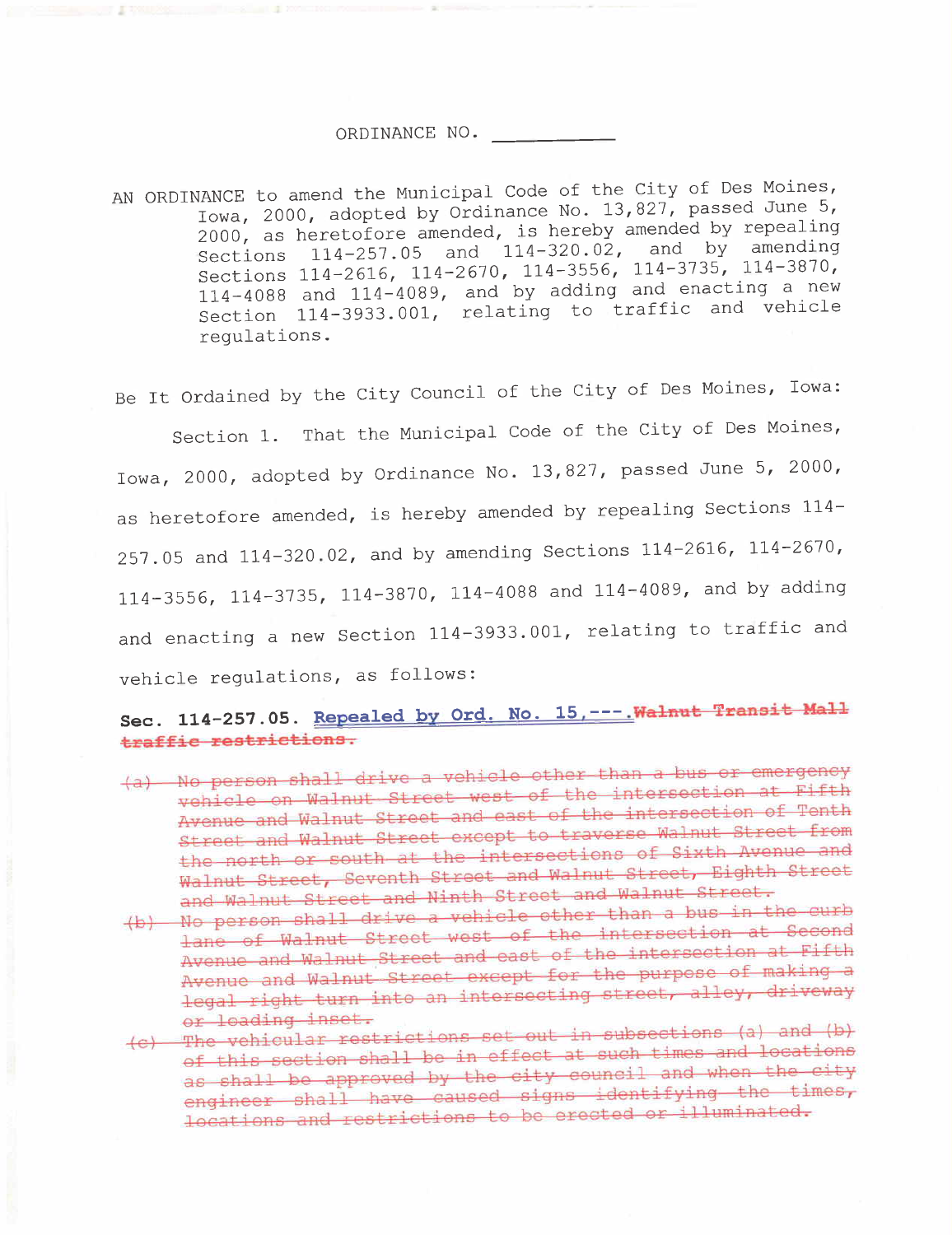ORDINANCE NO. ___________

AN ORDINANCE to amend the Municipal Code of the City of Des Moines, Iowa, 2000, adopted by Ordinance No. 13,827, passed June 5, 2000, as heretofore amended, is hereby amended by repealing Sections 114-257.05 and 114-320.02, and by amending Sections 114-2616, 114-2670, 114-3556, 114-3735, 114-3870, 114-4088 and 114-4089, and by adding and enacting a new Section 114-3933.001, relating to traffic and vehicle regulations.

Be It Ordained by the City Council of the City of Des Moines, Iowa:

Section 1. That the Municipal Code of the City of Des Moines, Iowa, 2000, adopted by Ordinance No. 13,827, passed June 5, 2000, as heretofore amended, is hereby amended by repealing Sections 114-257.05 and 114-320.02, and by amending Sections 114-2616, 114-2670, 114-3556, 114-3735, 114-3870, 114-4088 and 114-4089, and by adding and enacting a new Section 114-3933.001, relating to traffic and vehicle regulations, as follows:

**Sec. 114-257.05.** <u>Repealed by Ord. No. 15,---.</u>~~**Walnut Transit Mall traffic restrictions.**~~

~~(a) No person shall drive a vehicle other than a bus or emergency vehicle on Walnut Street west of the intersection at Fifth Avenue and Walnut Street and east of the intersection of Tenth Street and Walnut Street except to traverse Walnut Street from the north or south at the intersections of Sixth Avenue and Walnut Street, Seventh Street and Walnut Street, Eighth Street and Walnut Street and Ninth Street and Walnut Street.~~

~~(b) No person shall drive a vehicle other than a bus in the curb lane of Walnut Street west of the intersection at Second Avenue and Walnut Street and east of the intersection at Fifth Avenue and Walnut Street except for the purpose of making a legal right turn into an intersecting street, alley, driveway or loading inset.~~

~~(c) The vehicular restrictions set out in subsections (a) and (b) of this section shall be in effect at such times and locations as shall be approved by the city council and when the city engineer shall have caused signs identifying the times, locations and restrictions to be erected or illuminated.~~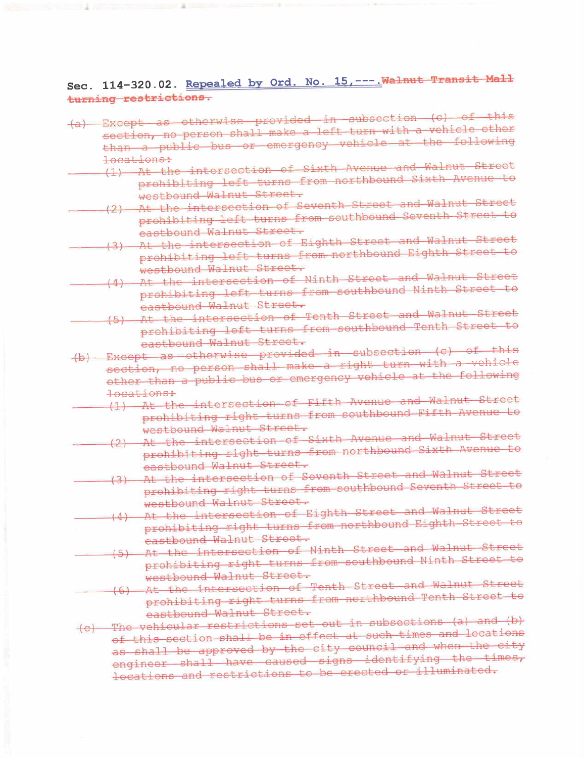Sec. 114-320.02. <u>Repealed by Ord. No. 15,---.</u>~~Walnut Transit Mall turning restrictions.~~

~~(a) Except as otherwise provided in subsection (c) of this section, no person shall make a left turn with a vehicle other than a public bus or emergency vehicle at the following locations:~~

~~(1) At the intersection of Sixth Avenue and Walnut Street prohibiting left turns from northbound Sixth Avenue to westbound Walnut Street.~~

~~(2) At the intersection of Seventh Street and Walnut Street prohibiting left turns from southbound Seventh Street to eastbound Walnut Street.~~

~~(3) At the intersection of Eighth Street and Walnut Street prohibiting left turns from northbound Eighth Street to westbound Walnut Street.~~

~~(4) At the intersection of Ninth Street and Walnut Street prohibiting left turns from southbound Ninth Street to eastbound Walnut Street.~~

~~(5) At the intersection of Tenth Street and Walnut Street prohibiting left turns from southbound Tenth Street to eastbound Walnut Street.~~

~~(b) Except as otherwise provided in subsection (c) of this section, no person shall make a right turn with a vehicle other than a public bus or emergency vehicle at the following locations:~~

~~(1) At the intersection of Fifth Avenue and Walnut Street prohibiting right turns from southbound Fifth Avenue to westbound Walnut Street.~~

~~(2) At the intersection of Sixth Avenue and Walnut Street prohibiting right turns from northbound Sixth Avenue to eastbound Walnut Street.~~

~~(3) At the intersection of Seventh Street and Walnut Street prohibiting right turns from southbound Seventh Street to westbound Walnut Street.~~

~~(4) At the intersection of Eighth Street and Walnut Street prohibiting right turns from northbound Eighth Street to eastbound Walnut Street.~~

~~(5) At the intersection of Ninth Street and Walnut Street prohibiting right turns from southbound Ninth Street to westbound Walnut Street.~~

~~(6) At the intersection of Tenth Street and Walnut Street prohibiting right turns from northbound Tenth Street to eastbound Walnut Street.~~

~~(c) The vehicular restrictions set out in subsections (a) and (b) of this section shall be in effect at such times and locations as shall be approved by the city council and when the city engineer shall have caused signs identifying the times, locations and restrictions to be erected or illuminated.~~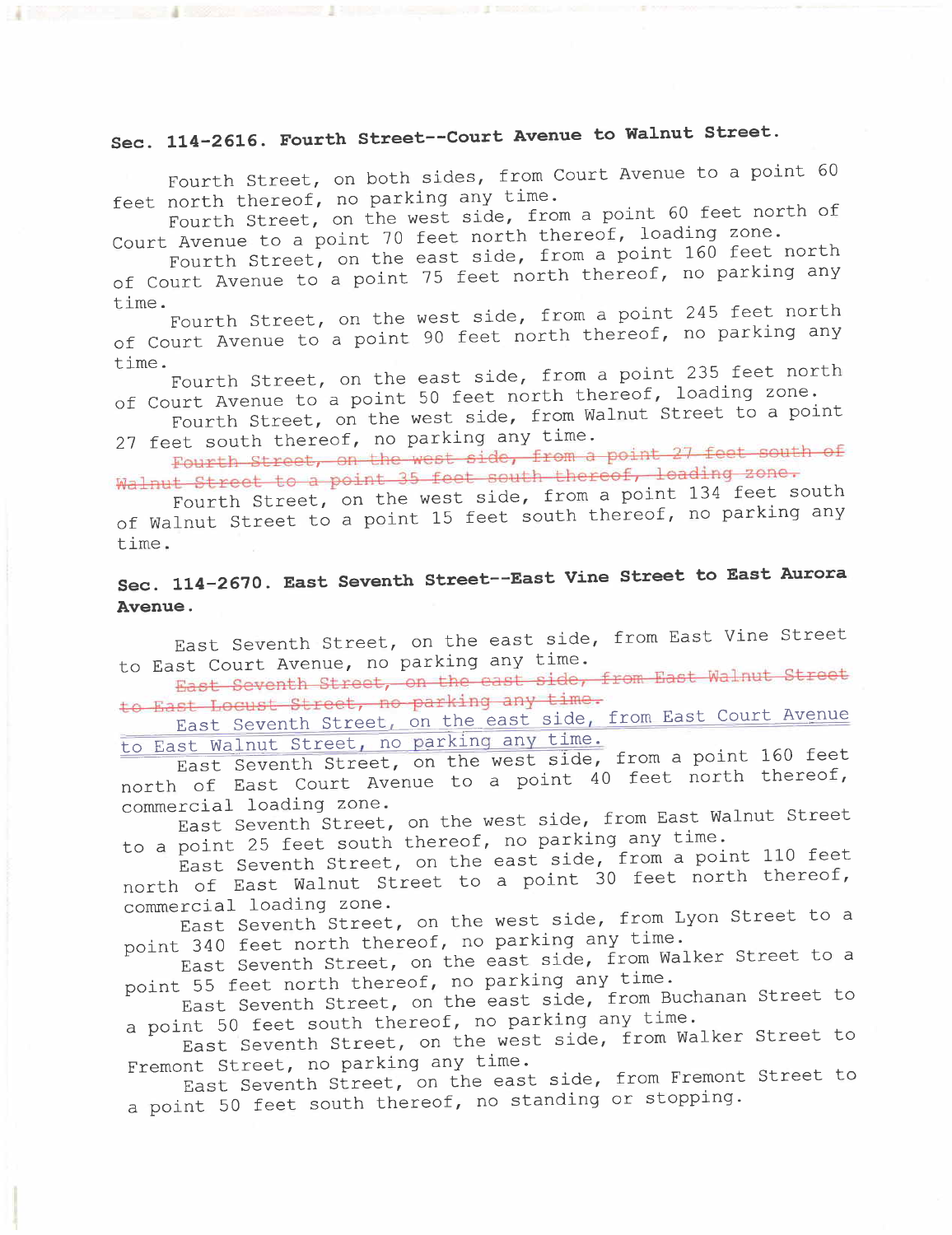### Sec. 114-2616. Fourth Street--Court Avenue to Walnut Street.

Fourth Street, on both sides, from Court Avenue to a point 60 feet north thereof, no parking any time.

Fourth Street, on the west side, from a point 60 feet north of Court Avenue to a point 70 feet north thereof, loading zone.

Fourth Street, on the east side, from a point 160 feet north of Court Avenue to a point 75 feet north thereof, no parking any time.

Fourth Street, on the west side, from a point 245 feet north of Court Avenue to a point 90 feet north thereof, no parking any time.

Fourth Street, on the east side, from a point 235 feet north of Court Avenue to a point 50 feet north thereof, loading zone.

Fourth Street, on the west side, from Walnut Street to a point 27 feet south thereof, no parking any time.

~~Fourth Street, on the west side, from a point 27 feet south of Walnut Street to a point 35 feet south thereof, loading zone.~~

Fourth Street, on the west side, from a point 134 feet south of Walnut Street to a point 15 feet south thereof, no parking any time.

### Sec. 114-2670. East Seventh Street--East Vine Street to East Aurora Avenue.

East Seventh Street, on the east side, from East Vine Street to East Court Avenue, no parking any time.

~~East Seventh Street, on the east side, from East Walnut Street to East Locust Street, no parking any time.~~

East Seventh Street, on the east side, from East Court Avenue to East Walnut Street, no parking any time.

East Seventh Street, on the west side, from a point 160 feet north of East Court Avenue to a point 40 feet north thereof, commercial loading zone.

East Seventh Street, on the west side, from East Walnut Street to a point 25 feet south thereof, no parking any time.

East Seventh Street, on the east side, from a point 110 feet north of East Walnut Street to a point 30 feet north thereof, commercial loading zone.

East Seventh Street, on the west side, from Lyon Street to a point 340 feet north thereof, no parking any time.

East Seventh Street, on the east side, from Walker Street to a point 55 feet north thereof, no parking any time.

East Seventh Street, on the east side, from Buchanan Street to a point 50 feet south thereof, no parking any time.

East Seventh Street, on the west side, from Walker Street to Fremont Street, no parking any time.

East Seventh Street, on the east side, from Fremont Street to a point 50 feet south thereof, no standing or stopping.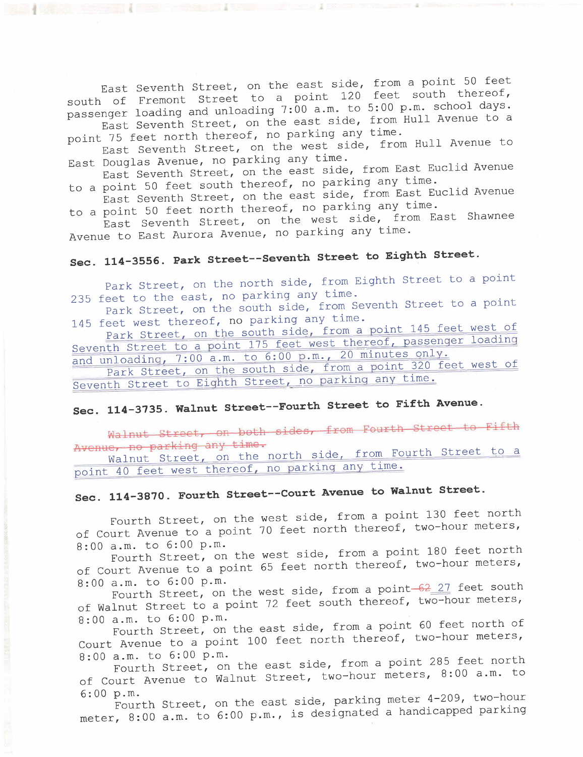East Seventh Street, on the east side, from a point 50 feet south of Fremont Street to a point 120 feet south thereof, passenger loading and unloading 7:00 a.m. to 5:00 p.m. school days.

East Seventh Street, on the east side, from Hull Avenue to a point 75 feet north thereof, no parking any time.

East Seventh Street, on the west side, from Hull Avenue to East Douglas Avenue, no parking any time.

East Seventh Street, on the east side, from East Euclid Avenue to a point 50 feet south thereof, no parking any time.

East Seventh Street, on the east side, from East Euclid Avenue to a point 50 feet north thereof, no parking any time.

East Seventh Street, on the west side, from East Shawnee Avenue to East Aurora Avenue, no parking any time.

### Sec. 114-3556. Park Street--Seventh Street to Eighth Street.

Park Street, on the north side, from Eighth Street to a point 235 feet to the east, no parking any time.

Park Street, on the south side, from Seventh Street to a point 145 feet west thereof, no parking any time.

Park Street, on the south side, from a point 145 feet west of Seventh Street to a point 175 feet west thereof, passenger loading and unloading, 7:00 a.m. to 6:00 p.m., 20 minutes only.

Park Street, on the south side, from a point 320 feet west of Seventh Street to Eighth Street, no parking any time.

### Sec. 114-3735. Walnut Street--Fourth Street to Fifth Avenue.

~~Walnut Street, on both sides, from Fourth Street to Fifth Avenue, no parking any time.~~

Walnut Street, on the north side, from Fourth Street to a point 40 feet west thereof, no parking any time.

### Sec. 114-3870. Fourth Street--Court Avenue to Walnut Street.

Fourth Street, on the west side, from a point 130 feet north of Court Avenue to a point 70 feet north thereof, two-hour meters, 8:00 a.m. to 6:00 p.m.

Fourth Street, on the west side, from a point 180 feet north of Court Avenue to a point 65 feet north thereof, two-hour meters, 8:00 a.m. to 6:00 p.m.

Fourth Street, on the west side, from a point ~~62~~ 27 feet south of Walnut Street to a point 72 feet south thereof, two-hour meters, 8:00 a.m. to 6:00 p.m.

Fourth Street, on the east side, from a point 60 feet north of Court Avenue to a point 100 feet north thereof, two-hour meters, 8:00 a.m. to 6:00 p.m.

Fourth Street, on the east side, from a point 285 feet north of Court Avenue to Walnut Street, two-hour meters, 8:00 a.m. to 6:00 p.m.

Fourth Street, on the east side, parking meter 4-209, two-hour meter, 8:00 a.m. to 6:00 p.m., is designated a handicapped parking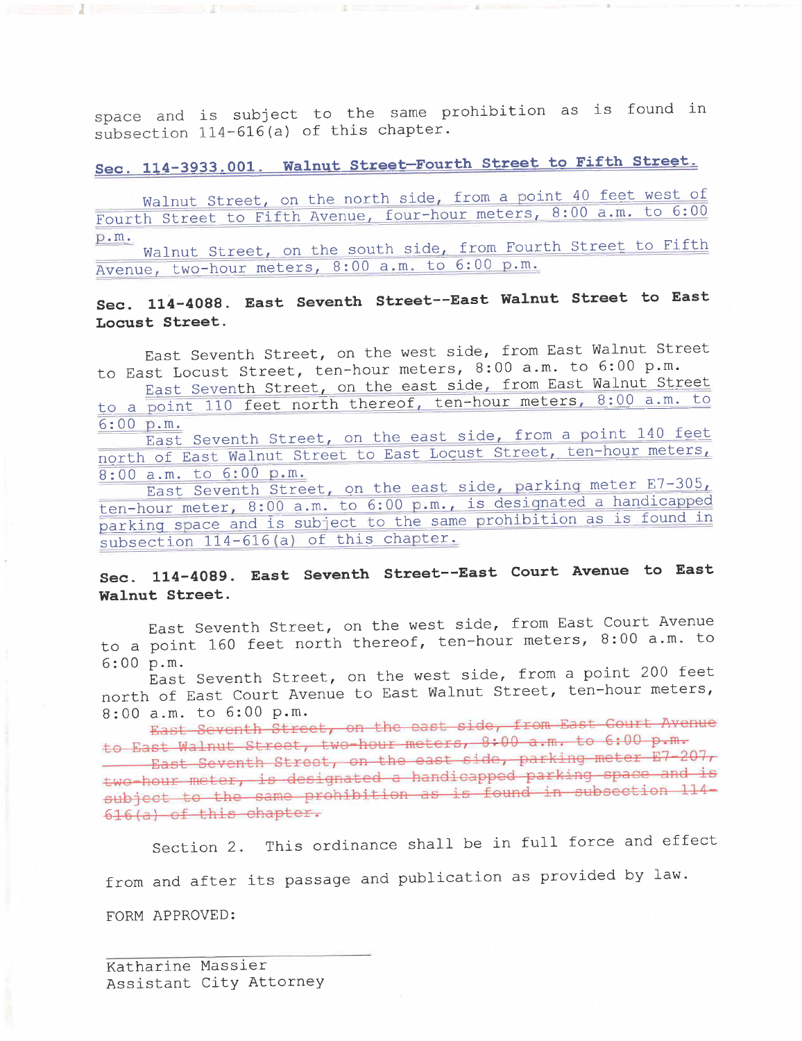space and is subject to the same prohibition as is found in subsection 114-616(a) of this chapter.

**Sec. 114-3933.001. Walnut Street—Fourth Street to Fifth Street.**

Walnut Street, on the north side, from a point 40 feet west of Fourth Street to Fifth Avenue, four-hour meters, 8:00 a.m. to 6:00 p.m.

Walnut Street, on the south side, from Fourth Street to Fifth Avenue, two-hour meters, 8:00 a.m. to 6:00 p.m.

**Sec. 114-4088. East Seventh Street--East Walnut Street to East Locust Street.**

East Seventh Street, on the west side, from East Walnut Street to East Locust Street, ten-hour meters, 8:00 a.m. to 6:00 p.m.

East Seventh Street, on the east side, from East Walnut Street to a point 110 feet north thereof, ten-hour meters, 8:00 a.m. to 6:00 p.m.

East Seventh Street, on the east side, from a point 140 feet north of East Walnut Street to East Locust Street, ten-hour meters, 8:00 a.m. to 6:00 p.m.

East Seventh Street, on the east side, parking meter E7-305, ten-hour meter, 8:00 a.m. to 6:00 p.m., is designated a handicapped parking space and is subject to the same prohibition as is found in subsection 114-616(a) of this chapter.

**Sec. 114-4089. East Seventh Street--East Court Avenue to East Walnut Street.**

East Seventh Street, on the west side, from East Court Avenue to a point 160 feet north thereof, ten-hour meters, 8:00 a.m. to 6:00 p.m.

East Seventh Street, on the west side, from a point 200 feet north of East Court Avenue to East Walnut Street, ten-hour meters, 8:00 a.m. to 6:00 p.m.

~~East Seventh Street, on the east side, from East Court Avenue to East Walnut Street, two-hour meters, 8:00 a.m. to 6:00 p.m.~~

~~East Seventh Street, on the east side, parking meter E7-207, two-hour meter, is designated a handicapped parking space and is subject to the same prohibition as is found in subsection 114-616(a) of this chapter.~~

Section 2. This ordinance shall be in full force and effect from and after its passage and publication as provided by law.

FORM APPROVED:

Katharine Massier
Assistant City Attorney